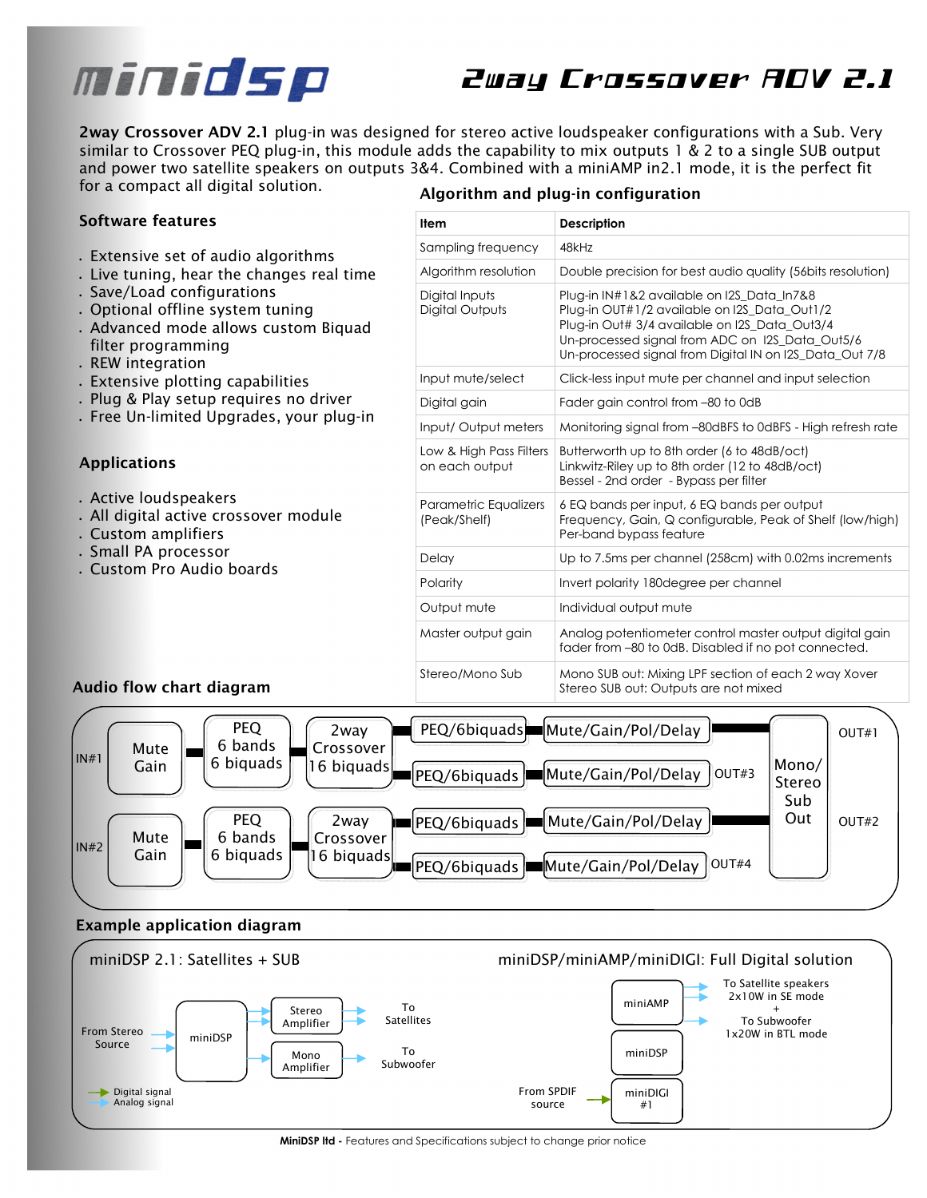# minidsp

# 2way Crossover ADV 2.1

**2way Crossover ADV 2.1** plug-in was designed for stereo active loudspeaker configurations with a Sub. Very similar to Crossover PEQ plug-in, this module adds the capability to mix outputs 1 & 2 to a single SUB output and power two satellite speakers on outputs 3&4. Combined with a miniAMP in2.1 mode, it is the perfect fit for a compact all digital solution.

## Software features

- Extensive set of audio algorithms
- Live tuning, hear the changes real time
- Save/Load configurations
- Optional offline system tuning
- Advanced mode allows custom Biquad filter programming
- REW integration
- Extensive plotting capabilities
- Plug & Play setup requires no driver
- Free Un-limited Upgrades, your plug-in

## Applications

- Active loudspeakers
- All digital active crossover module
- Custom amplifiers
- Small PA processor
- Custom Pro Audio boards

## Algorithm and plug-in configuration

| Item | Description |
|---|---|
| Sampling frequency | 48kHz |
| Algorithm resolution | Double precision for best audio quality (56bits resolution) |
| Digital Inputs<br>Digital Outputs | Plug-in IN#1&2 available on I2S_Data_In7&8<br>Plug-in OUT#1/2 available on I2S_Data_Out1/2<br>Plug-in Out# 3/4 available on I2S_Data_Out3/4<br>Un-processed signal from ADC on I2S_Data_Out5/6<br>Un-processed signal from Digital IN on I2S_Data_Out 7/8 |
| Input mute/select | Click-less input mute per channel and input selection |
| Digital gain | Fader gain control from –80 to 0dB |
| Input/ Output meters | Monitoring signal from –80dBFS to 0dBFS - High refresh rate |
| Low & High Pass Filters on each output | Butterworth up to 8th order (6 to 48dB/oct)<br>Linkwitz-Riley up to 8th order (12 to 48dB/oct)<br>Bessel - 2nd order - Bypass per filter |
| Parametric Equalizers (Peak/Shelf) | 6 EQ bands per input, 6 EQ bands per output<br>Frequency, Gain, Q configurable, Peak of Shelf (low/high)<br>Per-band bypass feature |
| Delay | Up to 7.5ms per channel (258cm) with 0.02ms increments |
| Polarity | Invert polarity 180degree per channel |
| Output mute | Individual output mute |
| Master output gain | Analog potentiometer control master output digital gain fader from –80 to 0dB. Disabled if no pot connected. |
| Stereo/Mono Sub | Mono SUB out: Mixing LPF section of each 2 way Xover<br>Stereo SUB out: Outputs are not mixed |

## Audio flow chart diagram

IN#1 → Mute Gain → PEQ 6 bands 6 biquads → 2way Crossover 16 biquads → PEQ/6biquads → Mute/Gain/Pol/Delay → Mono/Stereo Sub Out → OUT#1
→ PEQ/6biquads → Mute/Gain/Pol/Delay → OUT#3

IN#2 → Mute Gain → PEQ 6 bands 6 biquads → 2way Crossover 16 biquads → PEQ/6biquads → Mute/Gain/Pol/Delay → Mono/Stereo Sub Out → OUT#2
→ PEQ/6biquads → Mute/Gain/Pol/Delay → OUT#4

## Example application diagram

**miniDSP 2.1: Satellites + SUB**

From Stereo Source → miniDSP → Stereo Amplifier → To Satellites
miniDSP → Mono Amplifier → To Subwoofer

Digital signal
Analog signal

**miniDSP/miniAMP/miniDIGI: Full Digital solution**

From SPDIF source → miniDIGI #1 → miniDSP → miniAMP → To Satellite speakers 2x10W in SE mode + To Subwoofer 1x20W in BTL mode

**MiniDSP ltd -** Features and Specifications subject to change prior notice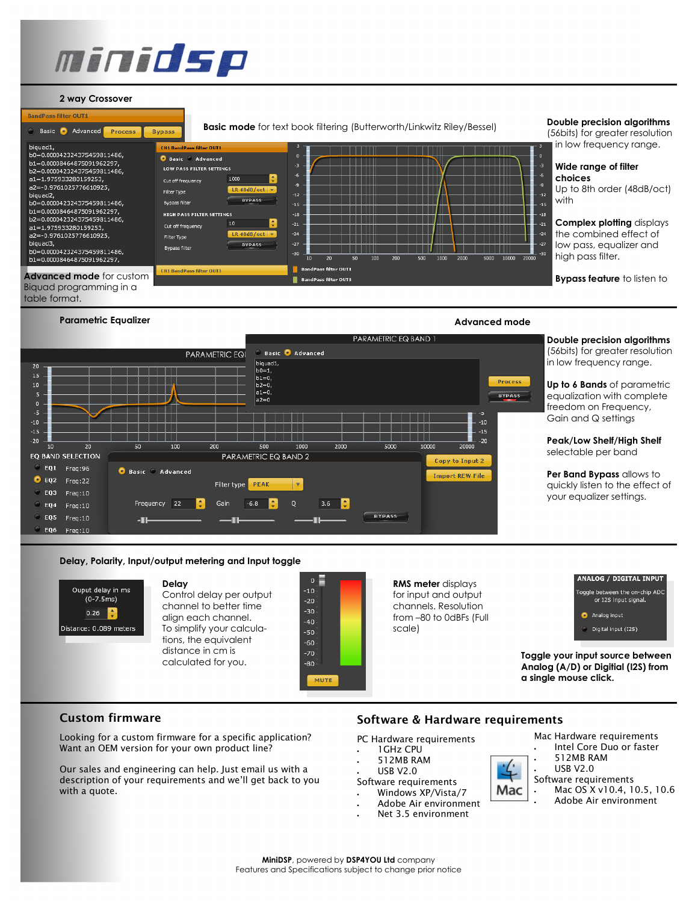# minidsp

## 2 way Crossover

**Basic mode** for text book filtering (Butterworth/Linkwitz Riley/Bessel)

**Advanced mode** for custom Biquad programming in a table format.

**Double precision algorithms** (56bits) for greater resolution in low frequency range.

**Wide range of filter choices** Up to 8th order (48dB/oct) with

**Complex plotting** displays the combined effect of low pass, equalizer and high pass filter.

**Bypass feature** to listen to

## Parametric Equalizer

**Advanced mode**

**Double precision algorithms** (56bits) for greater resolution in low frequency range.

**Up to 6 Bands** of parametric equalization with complete freedom on Frequency, Gain and Q settings

**Peak/Low Shelf/High Shelf** selectable per band

**Per Band Bypass** allows to quickly listen to the effect of your equalizer settings.

## Delay, Polarity, Input/output metering and Input toggle

**Delay**
Control delay per output channel to better time align each channel. To simplify your calculations, the equivalent distance in cm is calculated for you.

**RMS meter** displays for input and output channels. Resolution from –80 to 0dBFs (Full scale)

**Toggle your input source between Analog (A/D) or Digital (I2S) from a single mouse click.**

## Custom firmware

Looking for a custom firmware for a specific application? Want an OEM version for your own product line?

Our sales and engineering can help. Just email us with a description of your requirements and we'll get back to you with a quote.

## Software & Hardware requirements

PC Hardware requirements
- 1GHz CPU
- 512MB RAM
- USB V2.0

Software requirements
- Windows XP/Vista/7
- Adobe Air environment
- Net 3.5 environment

Mac Hardware requirements
- Intel Core Duo or faster
- 512MB RAM
- USB V2.0

Software requirements
- Mac OS X v10.4, 10.5, 10.6
- Adobe Air environment

**MiniDSP**, powered by **DSP4YOU Ltd** company
Features and Specifications subject to change prior notice